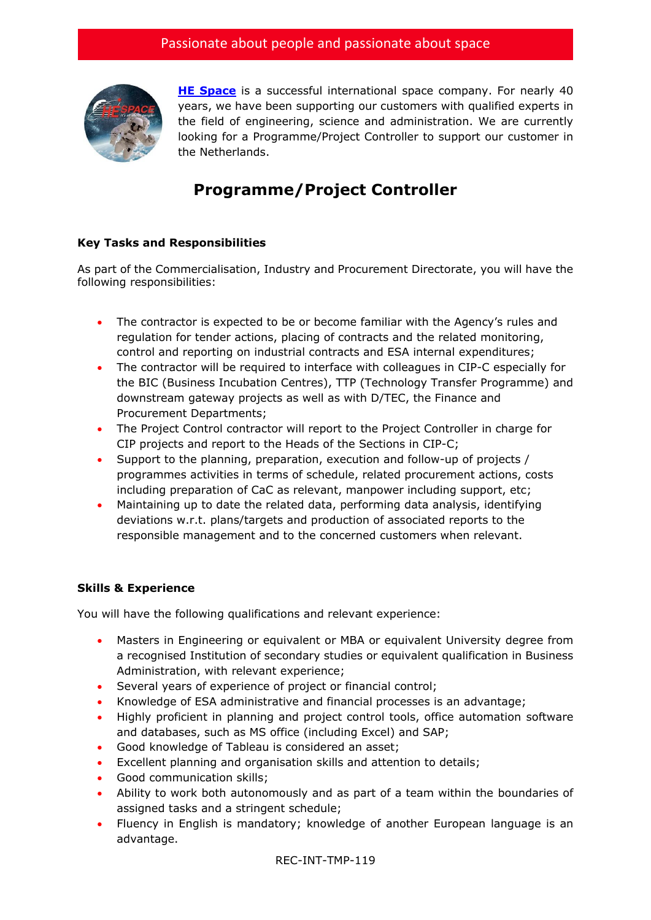Passionate about people and passionate about space

**HE Space** is a successful international space company. For nearly 40 years, we have been supporting our customers with qualified experts in the field of engineering, science and administration. We are currently looking for a Programme/Project Controller to support our customer in the Netherlands.

# Programme/Project Controller

### Key Tasks and Responsibilities

As part of the Commercialisation, Industry and Procurement Directorate, you will have the following responsibilities:

- The contractor is expected to be or become familiar with the Agency's rules and regulation for tender actions, placing of contracts and the related monitoring, control and reporting on industrial contracts and ESA internal expenditures;
- The contractor will be required to interface with colleagues in CIP-C especially for the BIC (Business Incubation Centres), TTP (Technology Transfer Programme) and downstream gateway projects as well as with D/TEC, the Finance and Procurement Departments;
- The Project Control contractor will report to the Project Controller in charge for CIP projects and report to the Heads of the Sections in CIP-C;
- Support to the planning, preparation, execution and follow-up of projects / programmes activities in terms of schedule, related procurement actions, costs including preparation of CaC as relevant, manpower including support, etc;
- Maintaining up to date the related data, performing data analysis, identifying deviations w.r.t. plans/targets and production of associated reports to the responsible management and to the concerned customers when relevant.

### Skills & Experience

You will have the following qualifications and relevant experience:

- Masters in Engineering or equivalent or MBA or equivalent University degree from a recognised Institution of secondary studies or equivalent qualification in Business Administration, with relevant experience;
- Several years of experience of project or financial control;
- Knowledge of ESA administrative and financial processes is an advantage;
- Highly proficient in planning and project control tools, office automation software and databases, such as MS office (including Excel) and SAP;
- Good knowledge of Tableau is considered an asset;
- Excellent planning and organisation skills and attention to details;
- Good communication skills;
- Ability to work both autonomously and as part of a team within the boundaries of assigned tasks and a stringent schedule;
- Fluency in English is mandatory; knowledge of another European language is an advantage.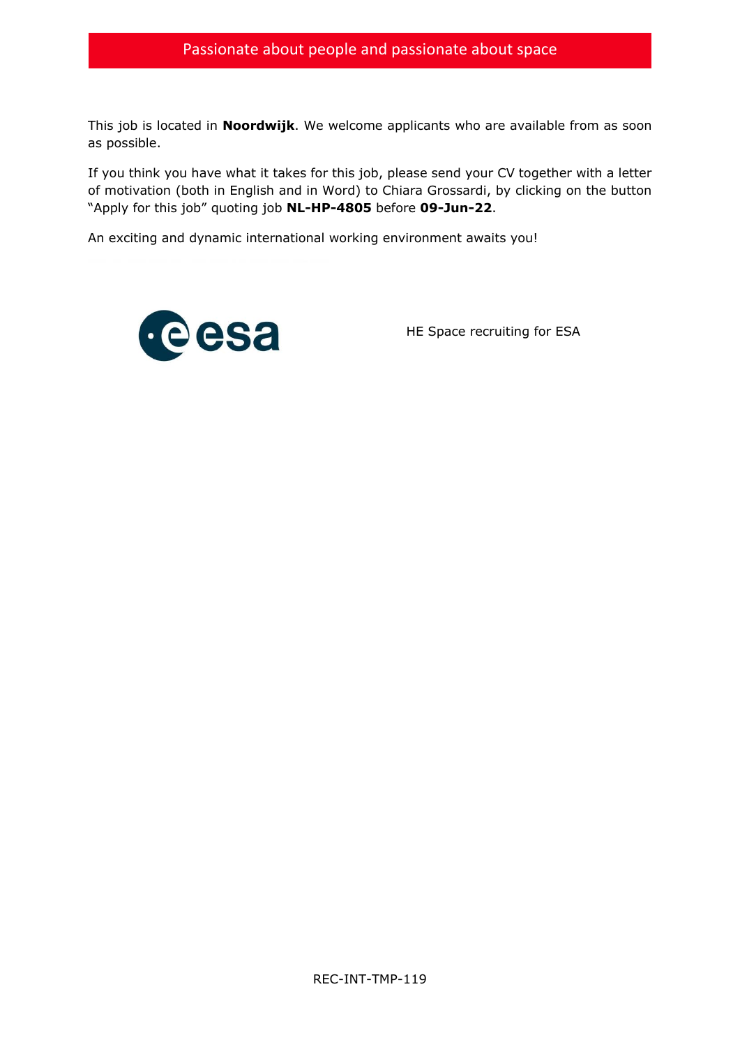Passionate about people and passionate about space

This job is located in **Noordwijk**. We welcome applicants who are available from as soon as possible.

If you think you have what it takes for this job, please send your CV together with a letter of motivation (both in English and in Word) to Chiara Grossardi, by clicking on the button "Apply for this job" quoting job **NL-HP-4805** before **09-Jun-22**.

An exciting and dynamic international working environment awaits you!

esa

HE Space recruiting for ESA

REC-INT-TMP-119